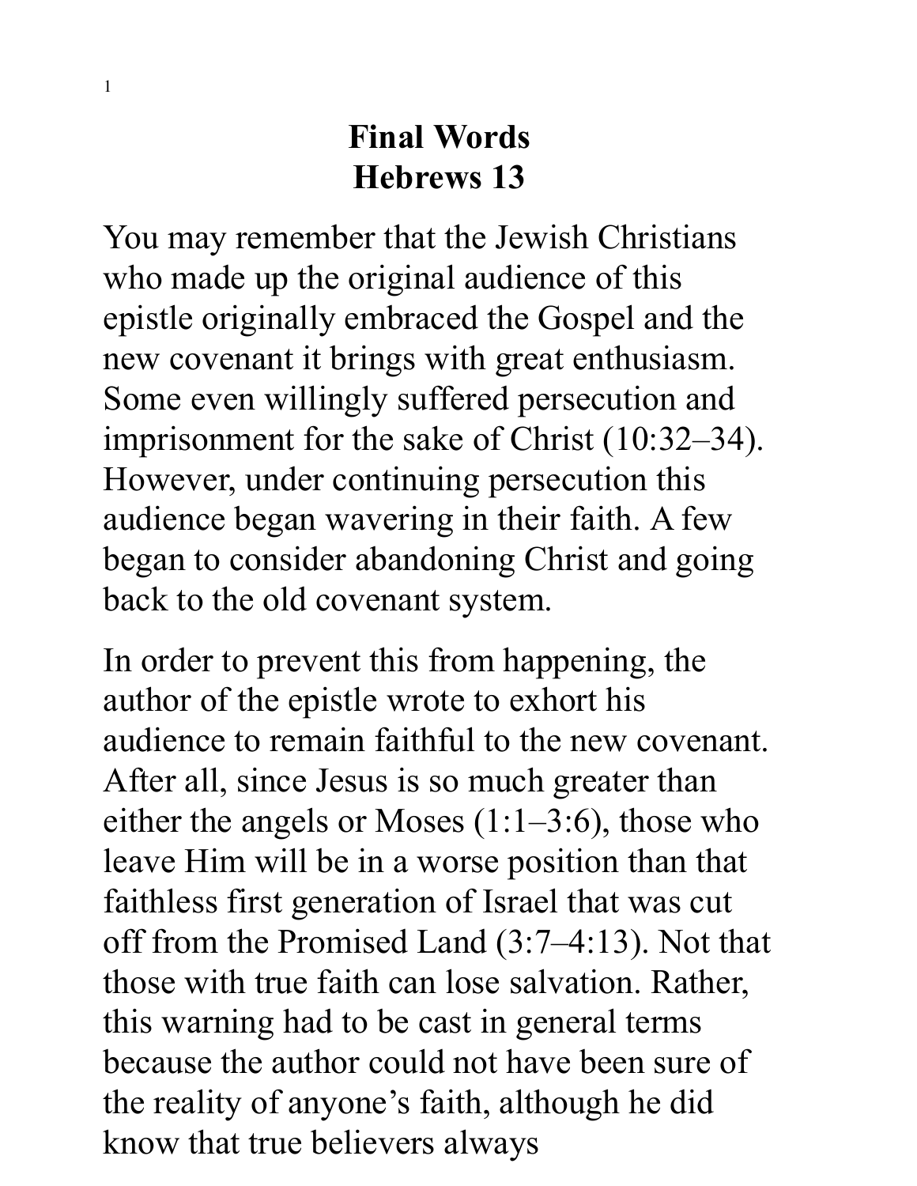# Final Words
# Hebrews 13

You may remember that the Jewish Christians who made up the original audience of this epistle originally embraced the Gospel and the new covenant it brings with great enthusiasm. Some even willingly suffered persecution and imprisonment for the sake of Christ (10:32–34). However, under continuing persecution this audience began wavering in their faith. A few began to consider abandoning Christ and going back to the old covenant system.

In order to prevent this from happening, the author of the epistle wrote to exhort his audience to remain faithful to the new covenant. After all, since Jesus is so much greater than either the angels or Moses (1:1–3:6), those who leave Him will be in a worse position than that faithless first generation of Israel that was cut off from the Promised Land (3:7–4:13). Not that those with true faith can lose salvation. Rather, this warning had to be cast in general terms because the author could not have been sure of the reality of anyone's faith, although he did know that true believers always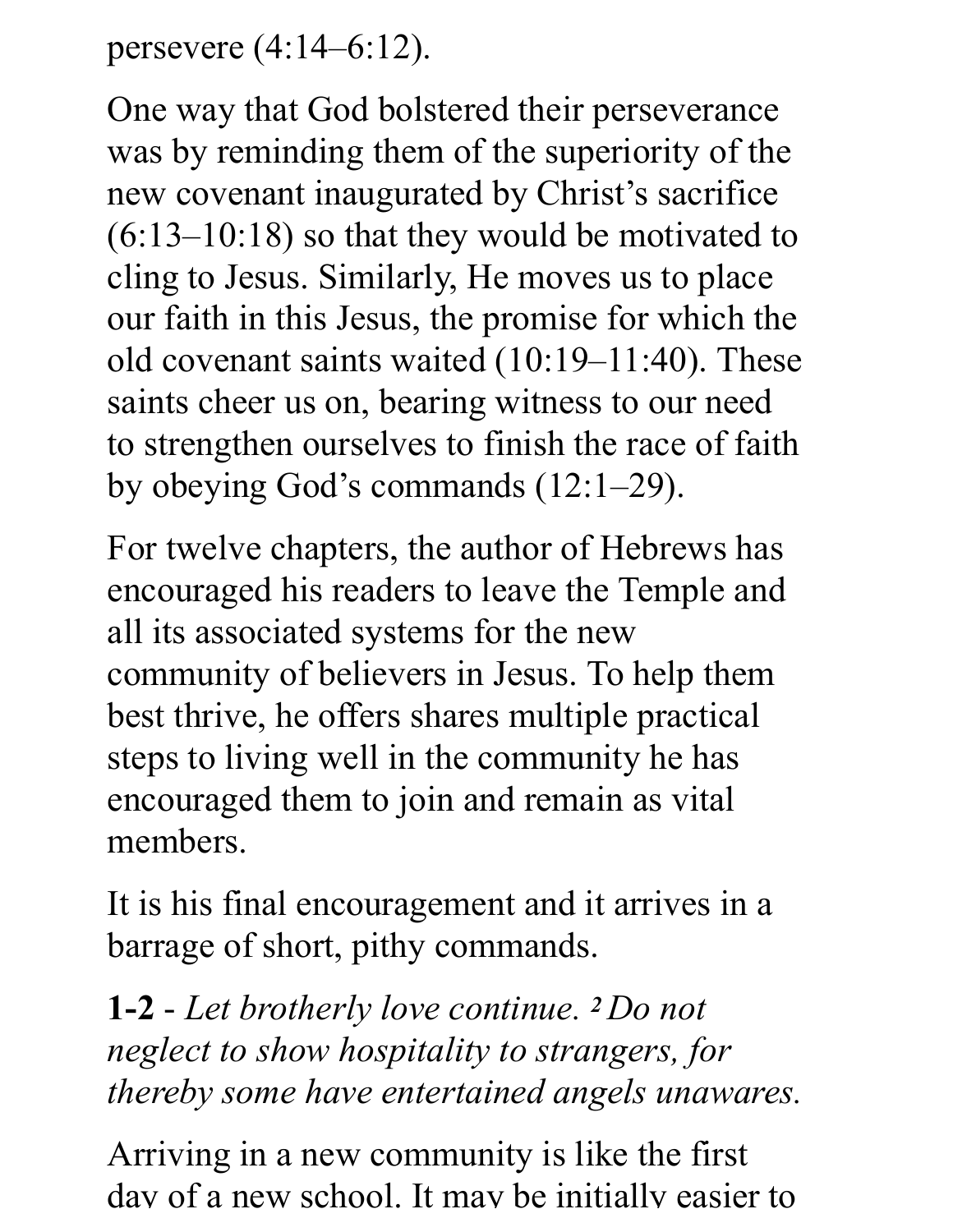persevere (4:14–6:12).

One way that God bolstered their perseverance was by reminding them of the superiority of the new covenant inaugurated by Christ's sacrifice (6:13–10:18) so that they would be motivated to cling to Jesus. Similarly, He moves us to place our faith in this Jesus, the promise for which the old covenant saints waited (10:19–11:40). These saints cheer us on, bearing witness to our need to strengthen ourselves to finish the race of faith by obeying God's commands (12:1–29).

For twelve chapters, the author of Hebrews has encouraged his readers to leave the Temple and all its associated systems for the new community of believers in Jesus. To help them best thrive, he offers shares multiple practical steps to living well in the community he has encouraged them to join and remain as vital members.

It is his final encouragement and it arrives in a barrage of short, pithy commands.

**1-2** - *Let brotherly love continue.* [2] *Do not neglect to show hospitality to strangers, for thereby some have entertained angels unawares.*

Arriving in a new community is like the first day of a new school. It may be initially easier to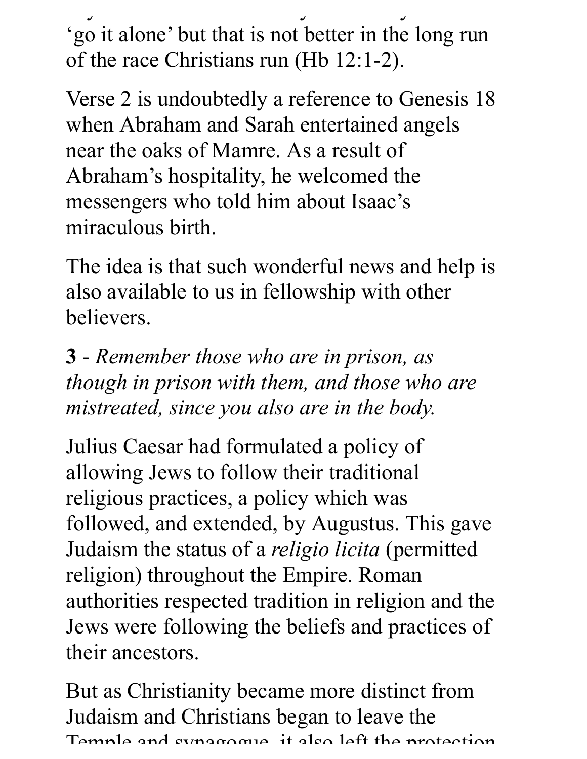'go it alone' but that is not better in the long run of the race Christians run (Hb 12:1-2).

Verse 2 is undoubtedly a reference to Genesis 18 when Abraham and Sarah entertained angels near the oaks of Mamre. As a result of Abraham's hospitality, he welcomed the messengers who told him about Isaac's miraculous birth.

The idea is that such wonderful news and help is also available to us in fellowship with other believers.

**3** - *Remember those who are in prison, as though in prison with them, and those who are mistreated, since you also are in the body.*

Julius Caesar had formulated a policy of allowing Jews to follow their traditional religious practices, a policy which was followed, and extended, by Augustus. This gave Judaism the status of a *religio licita* (permitted religion) throughout the Empire. Roman authorities respected tradition in religion and the Jews were following the beliefs and practices of their ancestors.

But as Christianity became more distinct from Judaism and Christians began to leave the Temple and synagogue, it also left the protection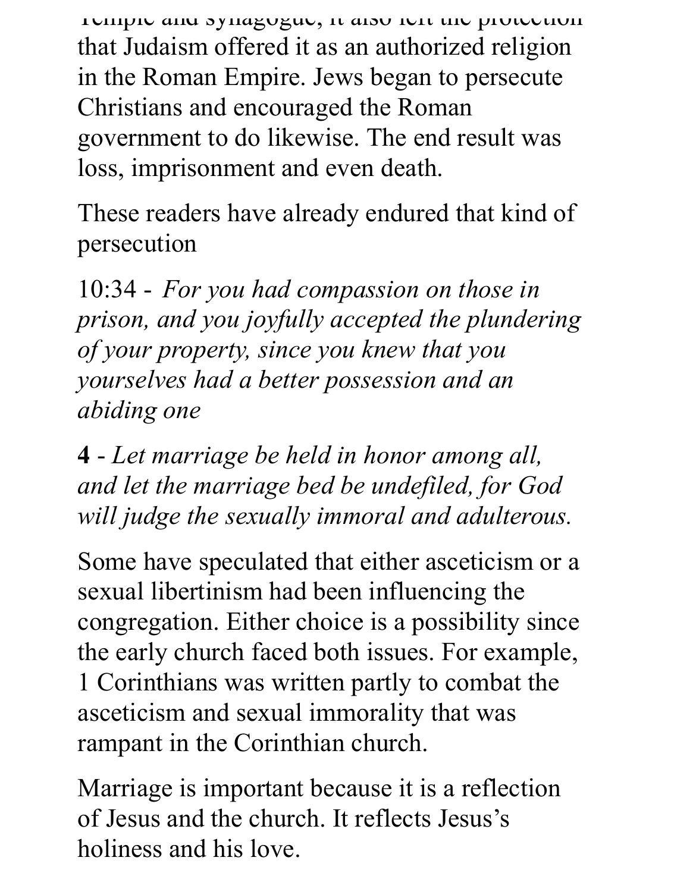Temple and synagogue, it also left the protection that Judaism offered it as an authorized religion in the Roman Empire. Jews began to persecute Christians and encouraged the Roman government to do likewise. The end result was loss, imprisonment and even death.

These readers have already endured that kind of persecution

10:34 - *For you had compassion on those in prison, and you joyfully accepted the plundering of your property, since you knew that you yourselves had a better possession and an abiding one*

**4** - *Let marriage be held in honor among all, and let the marriage bed be undefiled, for God will judge the sexually immoral and adulterous.*

Some have speculated that either asceticism or a sexual libertinism had been influencing the congregation. Either choice is a possibility since the early church faced both issues. For example, 1 Corinthians was written partly to combat the asceticism and sexual immorality that was rampant in the Corinthian church.

Marriage is important because it is a reflection of Jesus and the church. It reflects Jesus's holiness and his love.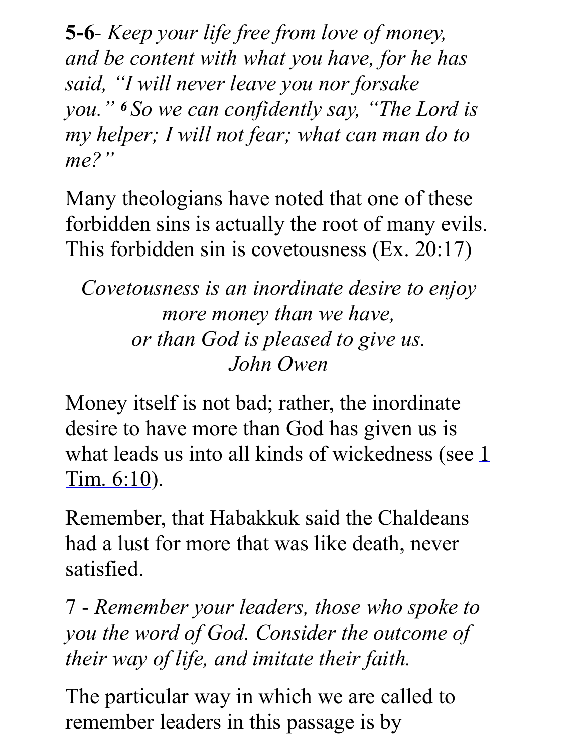**5-6**- *Keep your life free from love of money, and be content with what you have, for he has said, "I will never leave you nor forsake you."* ***6*** *So we can confidently say, "The Lord is my helper; I will not fear; what can man do to me?"*

Many theologians have noted that one of these forbidden sins is actually the root of many evils. This forbidden sin is covetousness (Ex. 20:17)

*Covetousness is an inordinate desire to enjoy more money than we have,*
*or than God is pleased to give us.*
*John Owen*

Money itself is not bad; rather, the inordinate desire to have more than God has given us is what leads us into all kinds of wickedness (see 1 Tim. 6:10).

Remember, that Habakkuk said the Chaldeans had a lust for more that was like death, never satisfied.

7 - *Remember your leaders, those who spoke to you the word of God. Consider the outcome of their way of life, and imitate their faith.*

The particular way in which we are called to remember leaders in this passage is by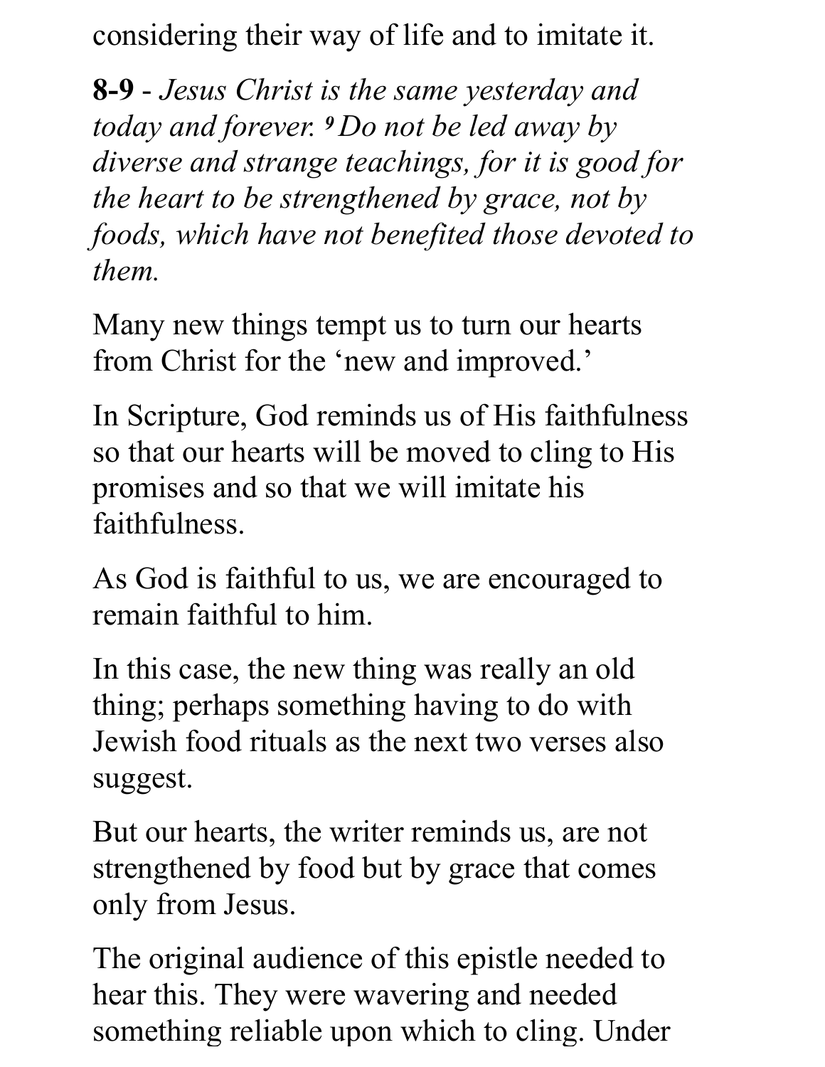considering their way of life and to imitate it.

**8-9** - *Jesus Christ is the same yesterday and today and forever. [9] Do not be led away by diverse and strange teachings, for it is good for the heart to be strengthened by grace, not by foods, which have not benefited those devoted to them.*

Many new things tempt us to turn our hearts from Christ for the 'new and improved.'

In Scripture, God reminds us of His faithfulness so that our hearts will be moved to cling to His promises and so that we will imitate his faithfulness.

As God is faithful to us, we are encouraged to remain faithful to him.

In this case, the new thing was really an old thing; perhaps something having to do with Jewish food rituals as the next two verses also suggest.

But our hearts, the writer reminds us, are not strengthened by food but by grace that comes only from Jesus.

The original audience of this epistle needed to hear this. They were wavering and needed something reliable upon which to cling. Under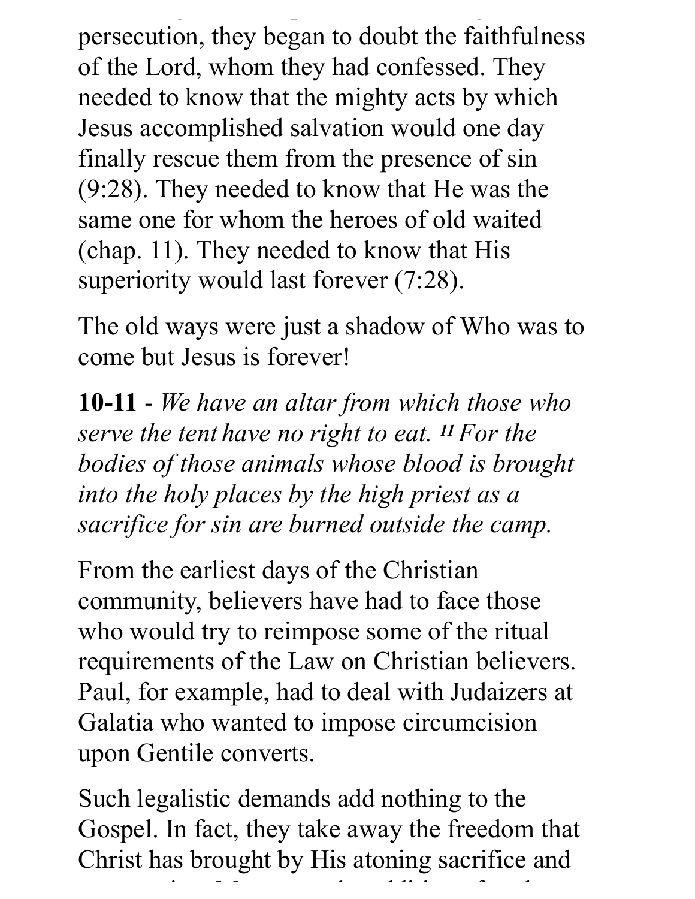persecution, they began to doubt the faithfulness of the Lord, whom they had confessed. They needed to know that the mighty acts by which Jesus accomplished salvation would one day finally rescue them from the presence of sin (9:28). They needed to know that He was the same one for whom the heroes of old waited (chap. 11). They needed to know that His superiority would last forever (7:28).

The old ways were just a shadow of Who was to come but Jesus is forever!

**10-11** - *We have an altar from which those who serve the tent have no right to eat. [11] For the bodies of those animals whose blood is brought into the holy places by the high priest as a sacrifice for sin are burned outside the camp.*

From the earliest days of the Christian community, believers have had to face those who would try to reimpose some of the ritual requirements of the Law on Christian believers. Paul, for example, had to deal with Judaizers at Galatia who wanted to impose circumcision upon Gentile converts.

Such legalistic demands add nothing to the Gospel. In fact, they take away the freedom that Christ has brought by His atoning sacrifice and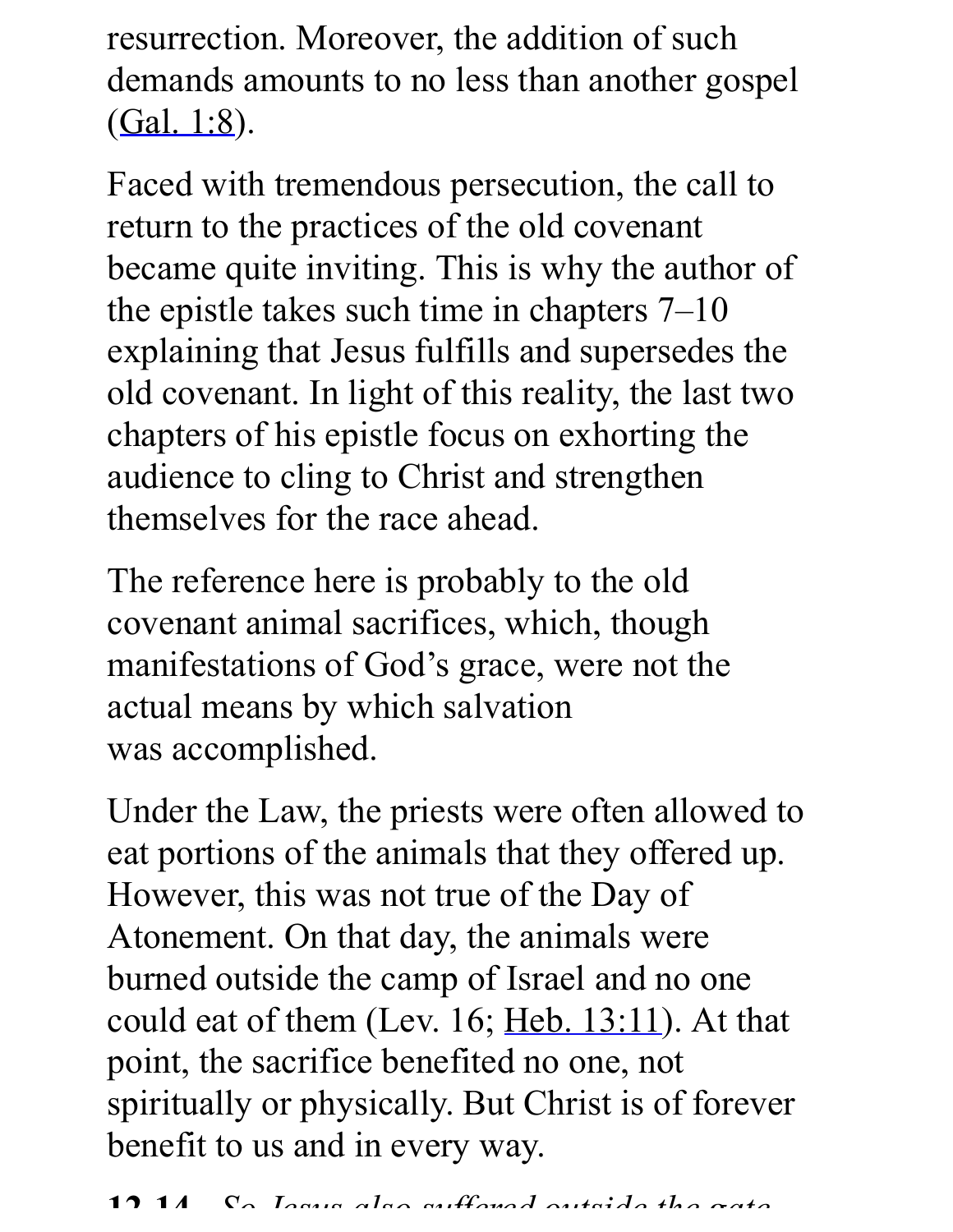resurrection. Moreover, the addition of such demands amounts to no less than another gospel (Gal. 1:8).

Faced with tremendous persecution, the call to return to the practices of the old covenant became quite inviting. This is why the author of the epistle takes such time in chapters 7–10 explaining that Jesus fulfills and supersedes the old covenant. In light of this reality, the last two chapters of his epistle focus on exhorting the audience to cling to Christ and strengthen themselves for the race ahead.

The reference here is probably to the old covenant animal sacrifices, which, though manifestations of God's grace, were not the actual means by which salvation was accomplished.

Under the Law, the priests were often allowed to eat portions of the animals that they offered up. However, this was not true of the Day of Atonement. On that day, the animals were burned outside the camp of Israel and no one could eat of them (Lev. 16; Heb. 13:11). At that point, the sacrifice benefited no one, not spiritually or physically. But Christ is of forever benefit to us and in every way.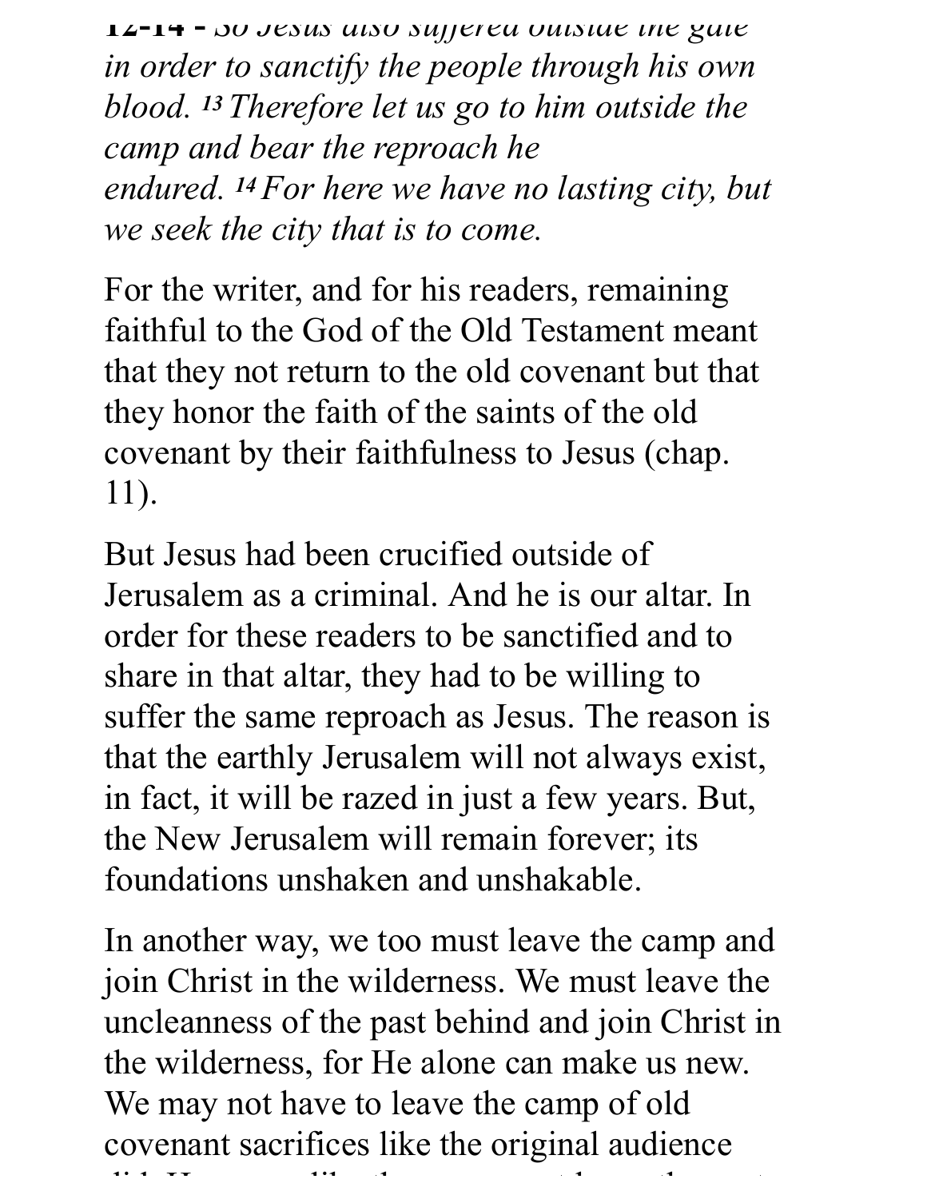*12-14 - So Jesus also suffered outside the gate in order to sanctify the people through his own blood. [13] Therefore let us go to him outside the camp and bear the reproach he endured. [14] For here we have no lasting city, but we seek the city that is to come.*

For the writer, and for his readers, remaining faithful to the God of the Old Testament meant that they not return to the old covenant but that they honor the faith of the saints of the old covenant by their faithfulness to Jesus (chap. 11).

But Jesus had been crucified outside of Jerusalem as a criminal. And he is our altar. In order for these readers to be sanctified and to share in that altar, they had to be willing to suffer the same reproach as Jesus. The reason is that the earthly Jerusalem will not always exist, in fact, it will be razed in just a few years. But, the New Jerusalem will remain forever; its foundations unshaken and unshakable.

In another way, we too must leave the camp and join Christ in the wilderness. We must leave the uncleanness of the past behind and join Christ in the wilderness, for He alone can make us new. We may not have to leave the camp of old covenant sacrifices like the original audience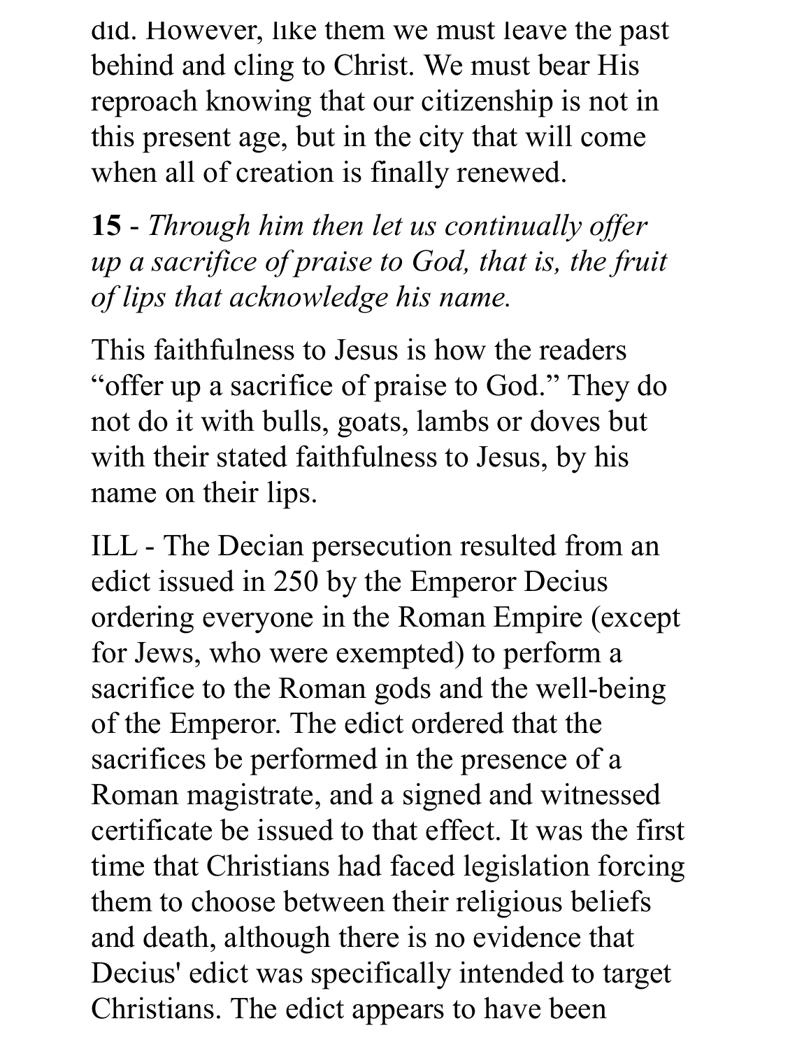did. However, like them we must leave the past behind and cling to Christ. We must bear His reproach knowing that our citizenship is not in this present age, but in the city that will come when all of creation is finally renewed.

**15** - *Through him then let us continually offer up a sacrifice of praise to God, that is, the fruit of lips that acknowledge his name.*

This faithfulness to Jesus is how the readers "offer up a sacrifice of praise to God." They do not do it with bulls, goats, lambs or doves but with their stated faithfulness to Jesus, by his name on their lips.

ILL - The Decian persecution resulted from an edict issued in 250 by the Emperor Decius ordering everyone in the Roman Empire (except for Jews, who were exempted) to perform a sacrifice to the Roman gods and the well-being of the Emperor. The edict ordered that the sacrifices be performed in the presence of a Roman magistrate, and a signed and witnessed certificate be issued to that effect. It was the first time that Christians had faced legislation forcing them to choose between their religious beliefs and death, although there is no evidence that Decius' edict was specifically intended to target Christians. The edict appears to have been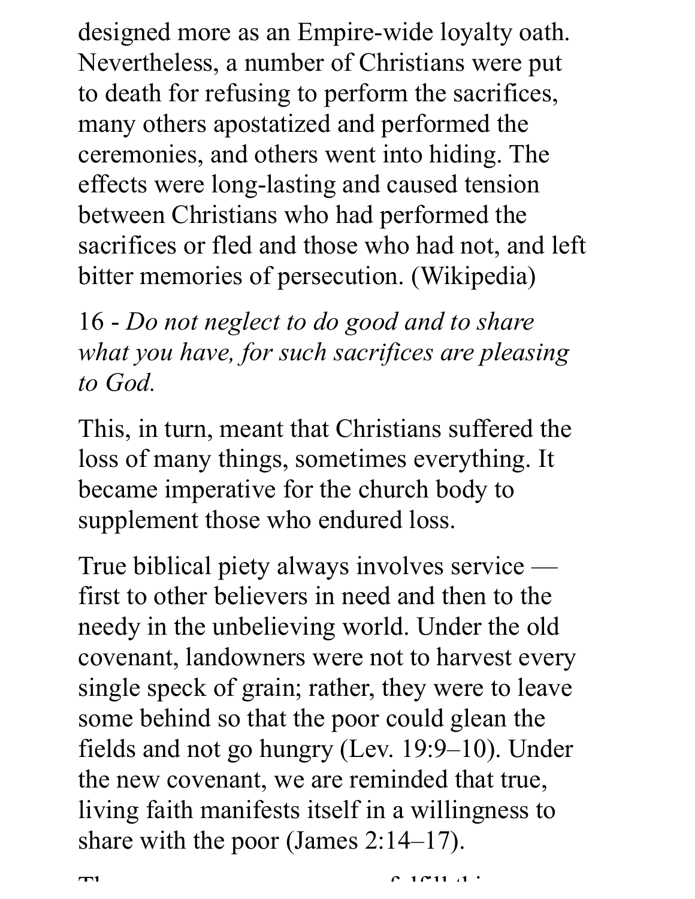designed more as an Empire-wide loyalty oath. Nevertheless, a number of Christians were put to death for refusing to perform the sacrifices, many others apostatized and performed the ceremonies, and others went into hiding. The effects were long-lasting and caused tension between Christians who had performed the sacrifices or fled and those who had not, and left bitter memories of persecution. (Wikipedia)

16 - *Do not neglect to do good and to share what you have, for such sacrifices are pleasing to God.*

This, in turn, meant that Christians suffered the loss of many things, sometimes everything. It became imperative for the church body to supplement those who endured loss.

True biblical piety always involves service — first to other believers in need and then to the needy in the unbelieving world. Under the old covenant, landowners were not to harvest every single speck of grain; rather, they were to leave some behind so that the poor could glean the fields and not go hungry (Lev. 19:9–10). Under the new covenant, we are reminded that true, living faith manifests itself in a willingness to share with the poor (James 2:14–17).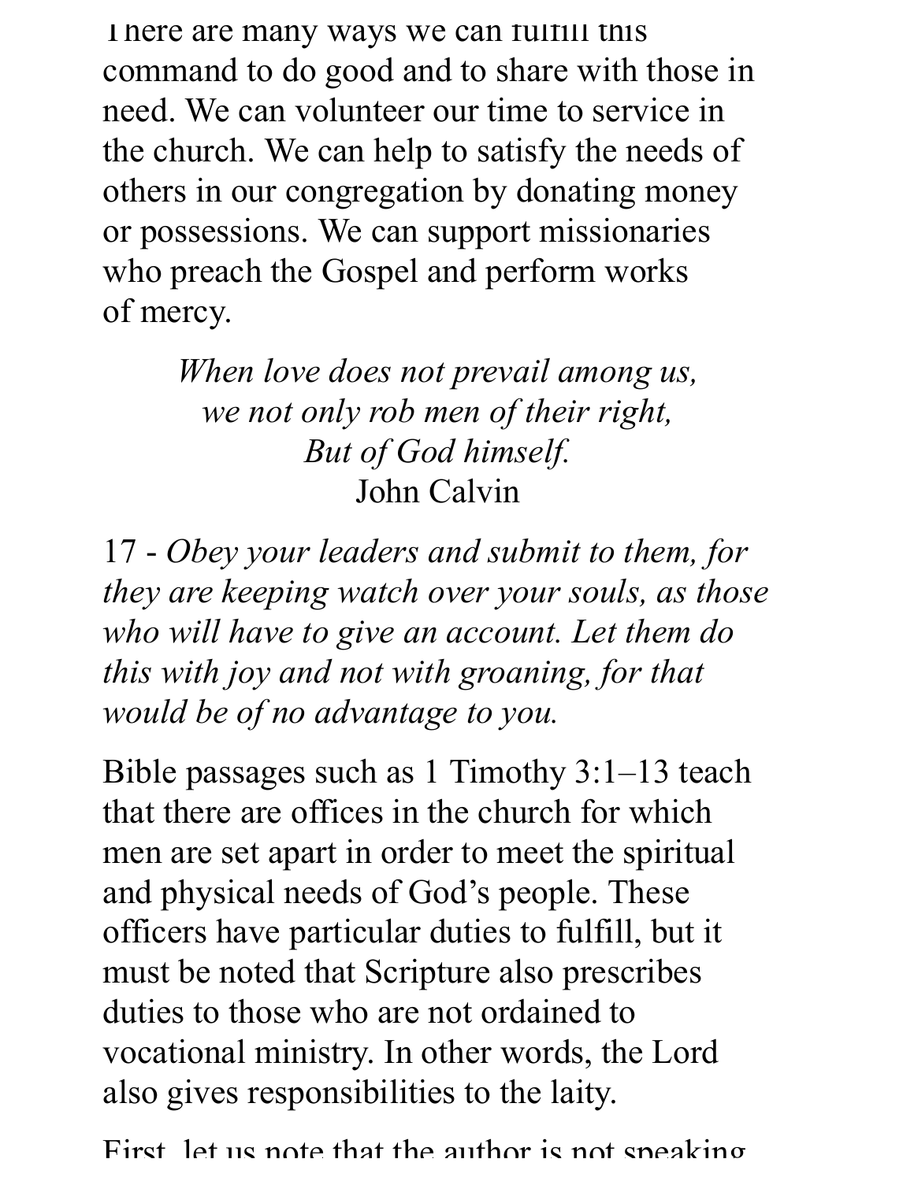There are many ways we can fulfill this command to do good and to share with those in need. We can volunteer our time to service in the church. We can help to satisfy the needs of others in our congregation by donating money or possessions. We can support missionaries who preach the Gospel and perform works of mercy.

*When love does not prevail among us,*
*we not only rob men of their right,*
*But of God himself.*
John Calvin

17 - *Obey your leaders and submit to them, for they are keeping watch over your souls, as those who will have to give an account. Let them do this with joy and not with groaning, for that would be of no advantage to you.*

Bible passages such as 1 Timothy 3:1–13 teach that there are offices in the church for which men are set apart in order to meet the spiritual and physical needs of God's people. These officers have particular duties to fulfill, but it must be noted that Scripture also prescribes duties to those who are not ordained to vocational ministry. In other words, the Lord also gives responsibilities to the laity.

First, let us note that the author is not speaking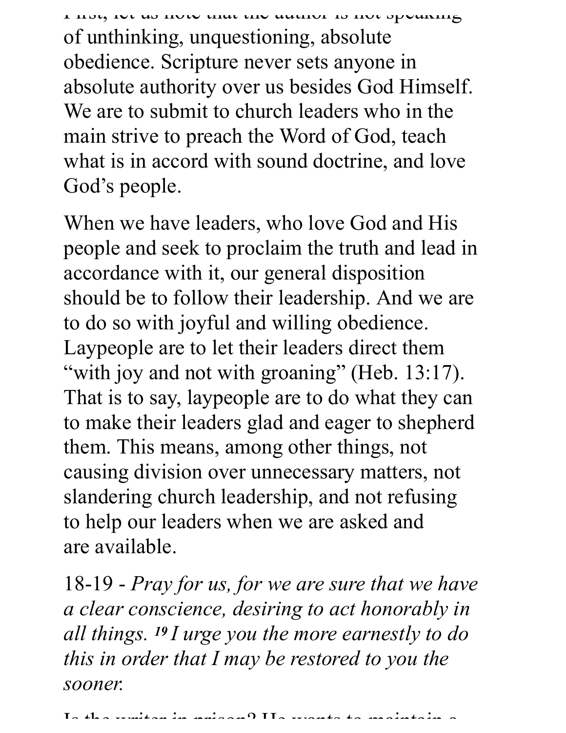of unthinking, unquestioning, absolute obedience. Scripture never sets anyone in absolute authority over us besides God Himself. We are to submit to church leaders who in the main strive to preach the Word of God, teach what is in accord with sound doctrine, and love God's people.

When we have leaders, who love God and His people and seek to proclaim the truth and lead in accordance with it, our general disposition should be to follow their leadership. And we are to do so with joyful and willing obedience. Laypeople are to let their leaders direct them "with joy and not with groaning" (Heb. 13:17). That is to say, laypeople are to do what they can to make their leaders glad and eager to shepherd them. This means, among other things, not causing division over unnecessary matters, not slandering church leadership, and not refusing to help our leaders when we are asked and are available.

18-19 - *Pray for us, for we are sure that we have a clear conscience, desiring to act honorably in all things. [19] I urge you the more earnestly to do this in order that I may be restored to you the sooner.*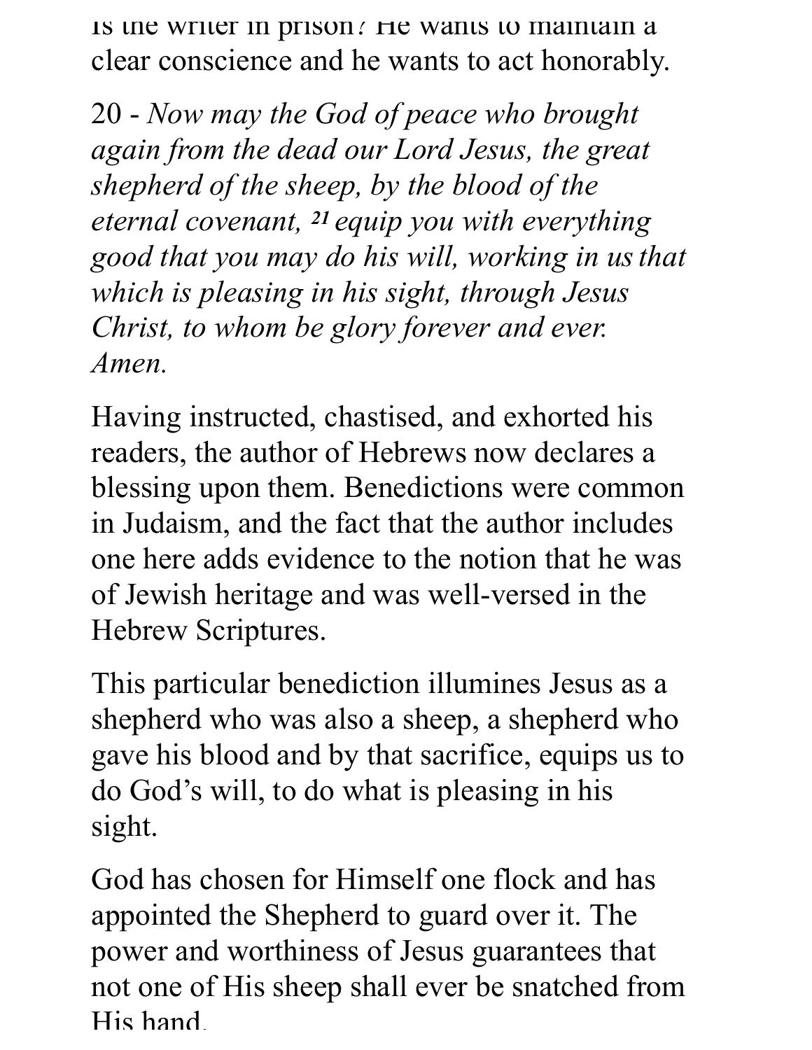Is the writer in prison? He wants to maintain a clear conscience and he wants to act honorably.

20 - *Now may the God of peace who brought again from the dead our Lord Jesus, the great shepherd of the sheep, by the blood of the eternal covenant, [21] equip you with everything good that you may do his will, working in us that which is pleasing in his sight, through Jesus Christ, to whom be glory forever and ever. Amen.*

Having instructed, chastised, and exhorted his readers, the author of Hebrews now declares a blessing upon them. Benedictions were common in Judaism, and the fact that the author includes one here adds evidence to the notion that he was of Jewish heritage and was well-versed in the Hebrew Scriptures.

This particular benediction illumines Jesus as a shepherd who was also a sheep, a shepherd who gave his blood and by that sacrifice, equips us to do God's will, to do what is pleasing in his sight.

God has chosen for Himself one flock and has appointed the Shepherd to guard over it. The power and worthiness of Jesus guarantees that not one of His sheep shall ever be snatched from His hand.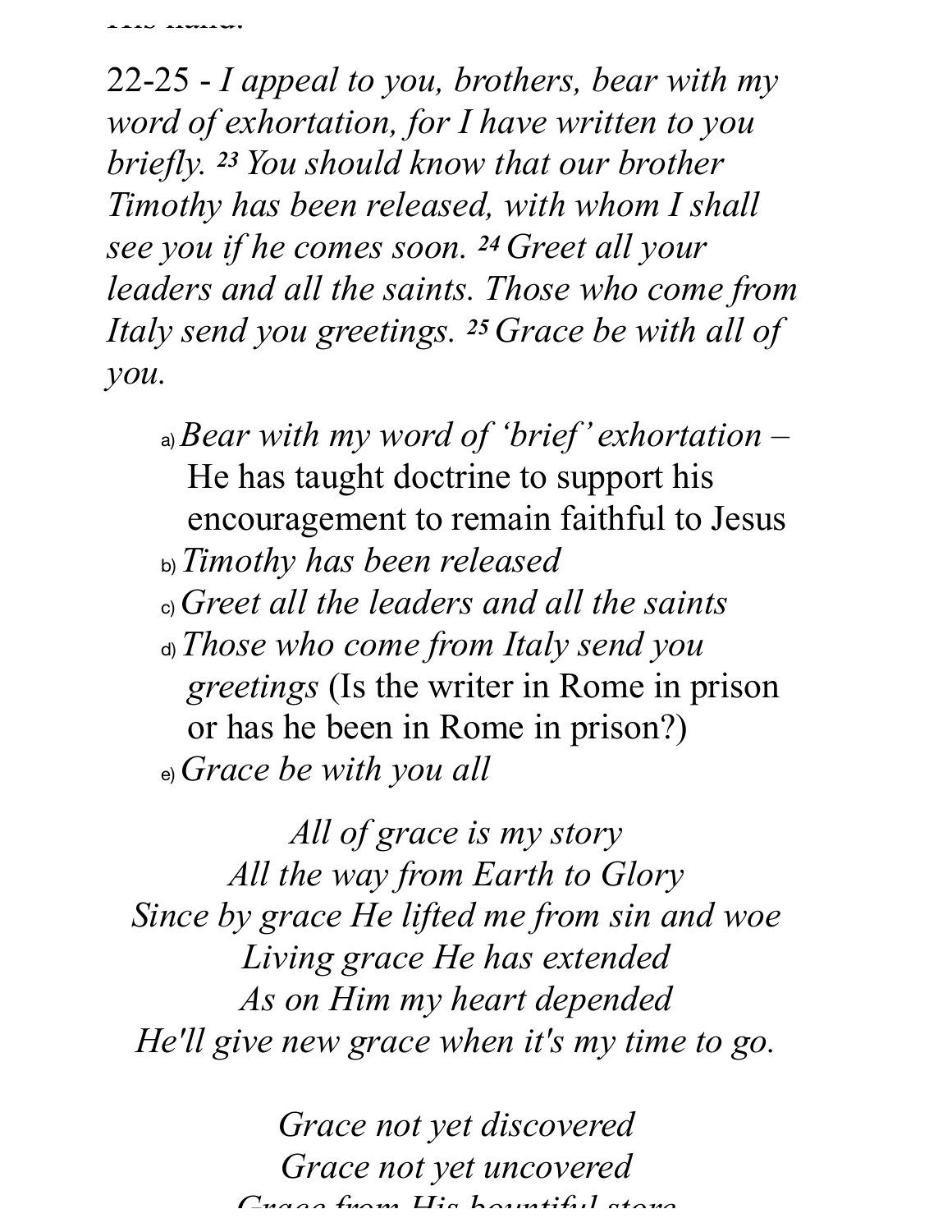22-25 - *I appeal to you, brothers, bear with my word of exhortation, for I have written to you briefly.* [23] *You should know that our brother Timothy has been released, with whom I shall see you if he comes soon.* [24] *Greet all your leaders and all the saints. Those who come from Italy send you greetings.* [25] *Grace be with all of you.*

a) *Bear with my word of 'brief' exhortation –* He has taught doctrine to support his encouragement to remain faithful to Jesus
b) *Timothy has been released*
c) *Greet all the leaders and all the saints*
d) *Those who come from Italy send you greetings* (Is the writer in Rome in prison or has he been in Rome in prison?)
e) *Grace be with you all*

*All of grace is my story*
*All the way from Earth to Glory*
*Since by grace He lifted me from sin and woe*
*Living grace He has extended*
*As on Him my heart depended*
*He'll give new grace when it's my time to go.*

*Grace not yet discovered*
*Grace not yet uncovered*
*Grace from His bountiful store*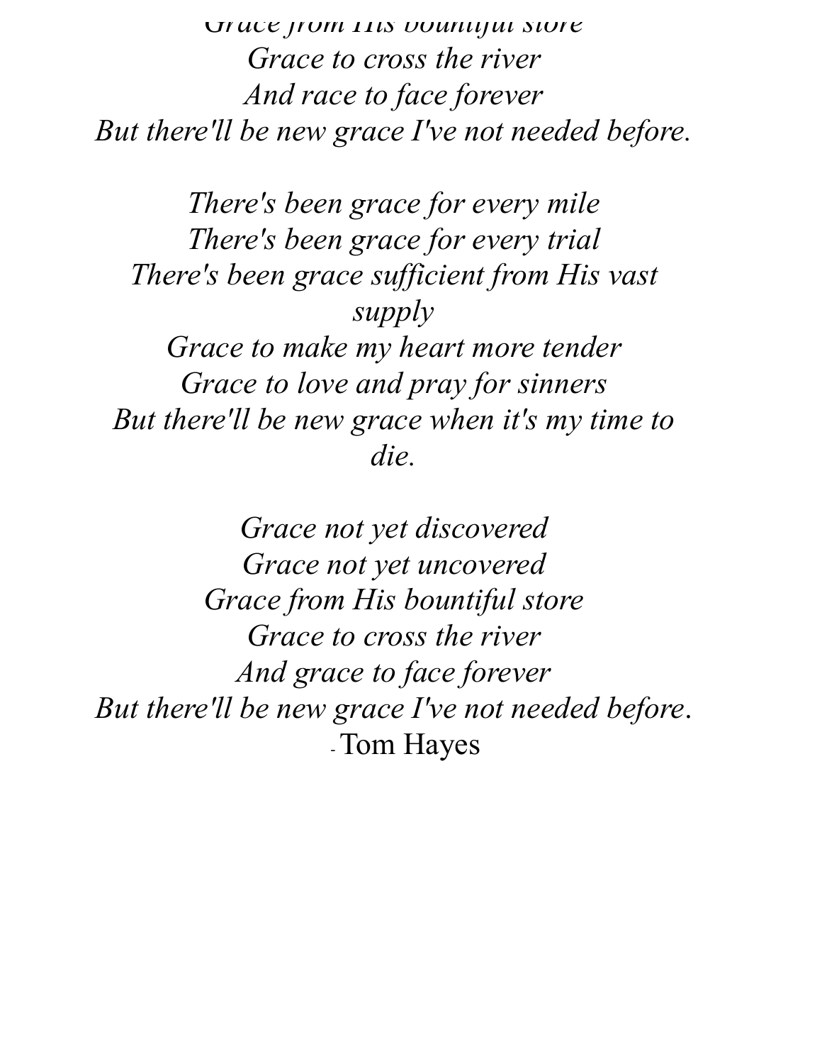*Grace from His bountiful store*
*Grace to cross the river*
*And race to face forever*
*But there'll be new grace I've not needed before.*

*There's been grace for every mile*
*There's been grace for every trial*
*There's been grace sufficient from His vast supply*
*Grace to make my heart more tender*
*Grace to love and pray for sinners*
*But there'll be new grace when it's my time to die.*

*Grace not yet discovered*
*Grace not yet uncovered*
*Grace from His bountiful store*
*Grace to cross the river*
*And grace to face forever*
*But there'll be new grace I've not needed before.*
- Tom Hayes